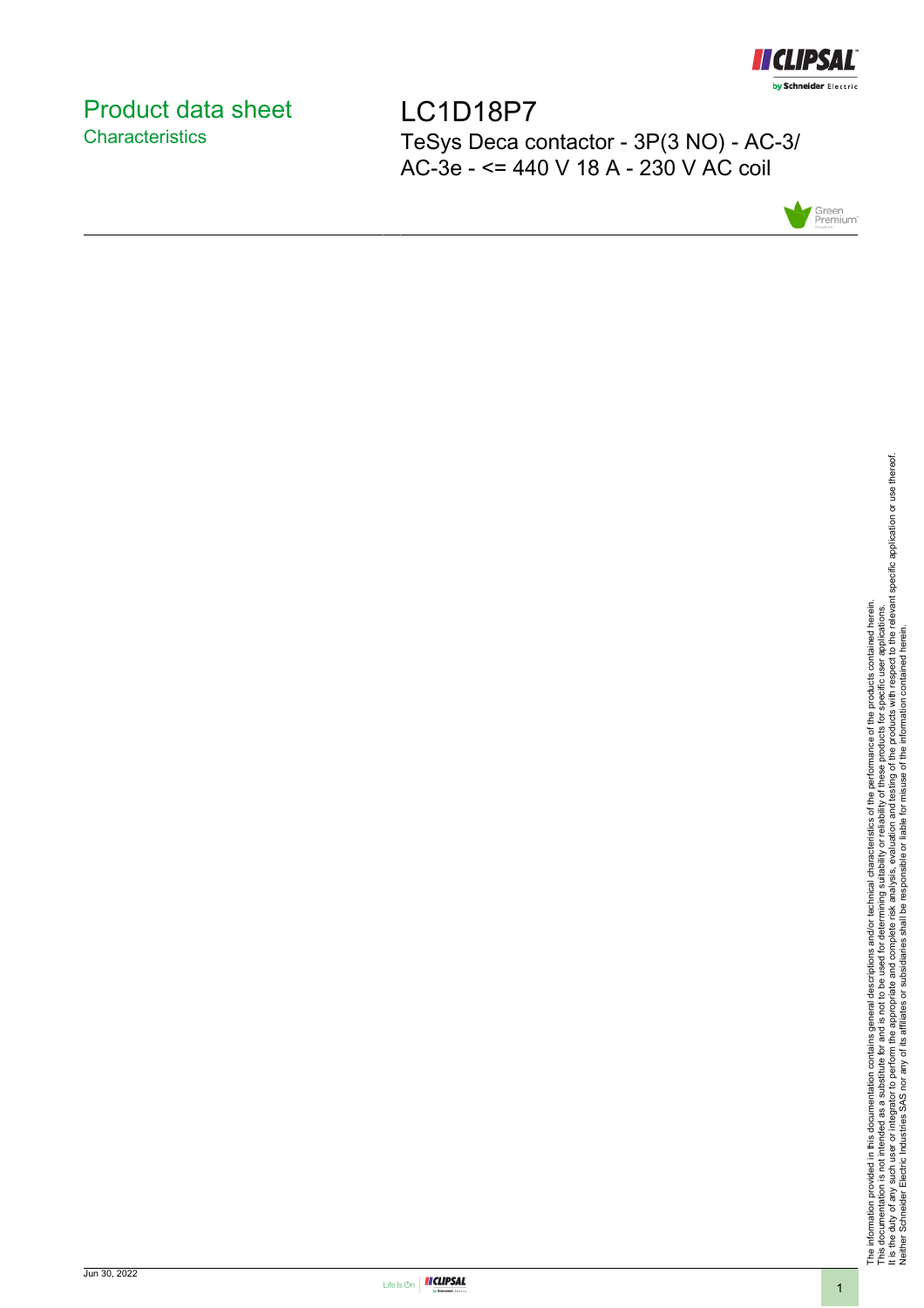# Product data sheet
## Characteristics

# LC1D18P7

TeSys Deca contactor - 3P(3 NO) - AC-3/ AC-3e - <= 440 V 18 A - 230 V AC coil

The information provided in this documentation contains general descriptions and/or technical characteristics of the performance of the products contained herein.
This documentation is not intended as a substitute for and is not to be used for determining suitability or reliability of these products for specific user applications.
It is the duty of any such user or integrator to perform the appropriate and complete risk analysis, evaluation and testing of the products with respect to the relevant specific application or use thereof.
Neither Schneider Electric Industries SAS nor any of its affiliates or subsidiaries shall be responsible or liable for misuse of the information contained herein.

Jun 30, 2022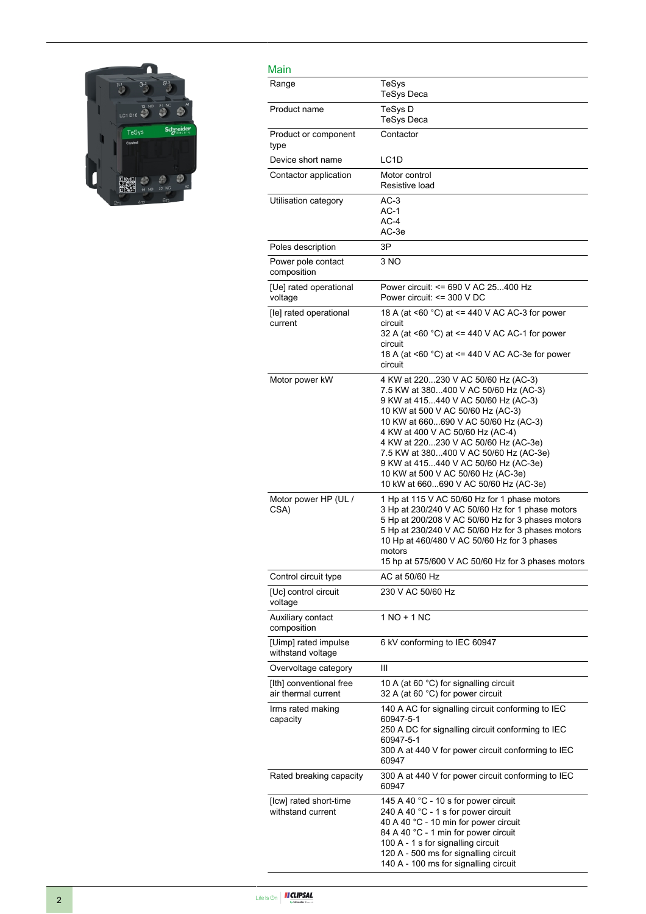## Main

| | |
|---|---|
| Range | TeSys<br>TeSys Deca |
| Product name | TeSys D<br>TeSys Deca |
| Product or component type | Contactor |
| Device short name | LC1D |
| Contactor application | Motor control<br>Resistive load |
| Utilisation category | AC-3<br>AC-1<br>AC-4<br>AC-3e |
| Poles description | 3P |
| Power pole contact composition | 3 NO |
| [Ue] rated operational voltage | Power circuit: <= 690 V AC 25...400 Hz<br>Power circuit: <= 300 V DC |
| [Ie] rated operational current | 18 A (at <60 °C) at <= 440 V AC AC-3 for power circuit<br>32 A (at <60 °C) at <= 440 V AC AC-1 for power circuit<br>18 A (at <60 °C) at <= 440 V AC AC-3e for power circuit |
| Motor power kW | 4 KW at 220...230 V AC 50/60 Hz (AC-3)<br>7.5 KW at 380...400 V AC 50/60 Hz (AC-3)<br>9 KW at 415...440 V AC 50/60 Hz (AC-3)<br>10 KW at 500 V AC 50/60 Hz (AC-3)<br>10 KW at 660...690 V AC 50/60 Hz (AC-3)<br>4 KW at 400 V AC 50/60 Hz (AC-4)<br>4 KW at 220...230 V AC 50/60 Hz (AC-3e)<br>7.5 KW at 380...400 V AC 50/60 Hz (AC-3e)<br>9 KW at 415...440 V AC 50/60 Hz (AC-3e)<br>10 KW at 500 V AC 50/60 Hz (AC-3e)<br>10 kW at 660...690 V AC 50/60 Hz (AC-3e) |
| Motor power HP (UL / CSA) | 1 Hp at 115 V AC 50/60 Hz for 1 phase motors<br>3 Hp at 230/240 V AC 50/60 Hz for 1 phase motors<br>5 Hp at 200/208 V AC 50/60 Hz for 3 phases motors<br>5 Hp at 230/240 V AC 50/60 Hz for 3 phases motors<br>10 Hp at 460/480 V AC 50/60 Hz for 3 phases motors<br>15 hp at 575/600 V AC 50/60 Hz for 3 phases motors |
| Control circuit type | AC at 50/60 Hz |
| [Uc] control circuit voltage | 230 V AC 50/60 Hz |
| Auxiliary contact composition | 1 NO + 1 NC |
| [Uimp] rated impulse withstand voltage | 6 kV conforming to IEC 60947 |
| Overvoltage category | III |
| [Ith] conventional free air thermal current | 10 A (at 60 °C) for signalling circuit<br>32 A (at 60 °C) for power circuit |
| Irms rated making capacity | 140 A AC for signalling circuit conforming to IEC 60947-5-1<br>250 A DC for signalling circuit conforming to IEC 60947-5-1<br>300 A at 440 V for power circuit conforming to IEC 60947 |
| Rated breaking capacity | 300 A at 440 V for power circuit conforming to IEC 60947 |
| [Icw] rated short-time withstand current | 145 A 40 °C - 10 s for power circuit<br>240 A 40 °C - 1 s for power circuit<br>40 A 40 °C - 10 min for power circuit<br>84 A 40 °C - 1 min for power circuit<br>100 A - 1 s for signalling circuit<br>120 A - 500 ms for signalling circuit<br>140 A - 100 ms for signalling circuit |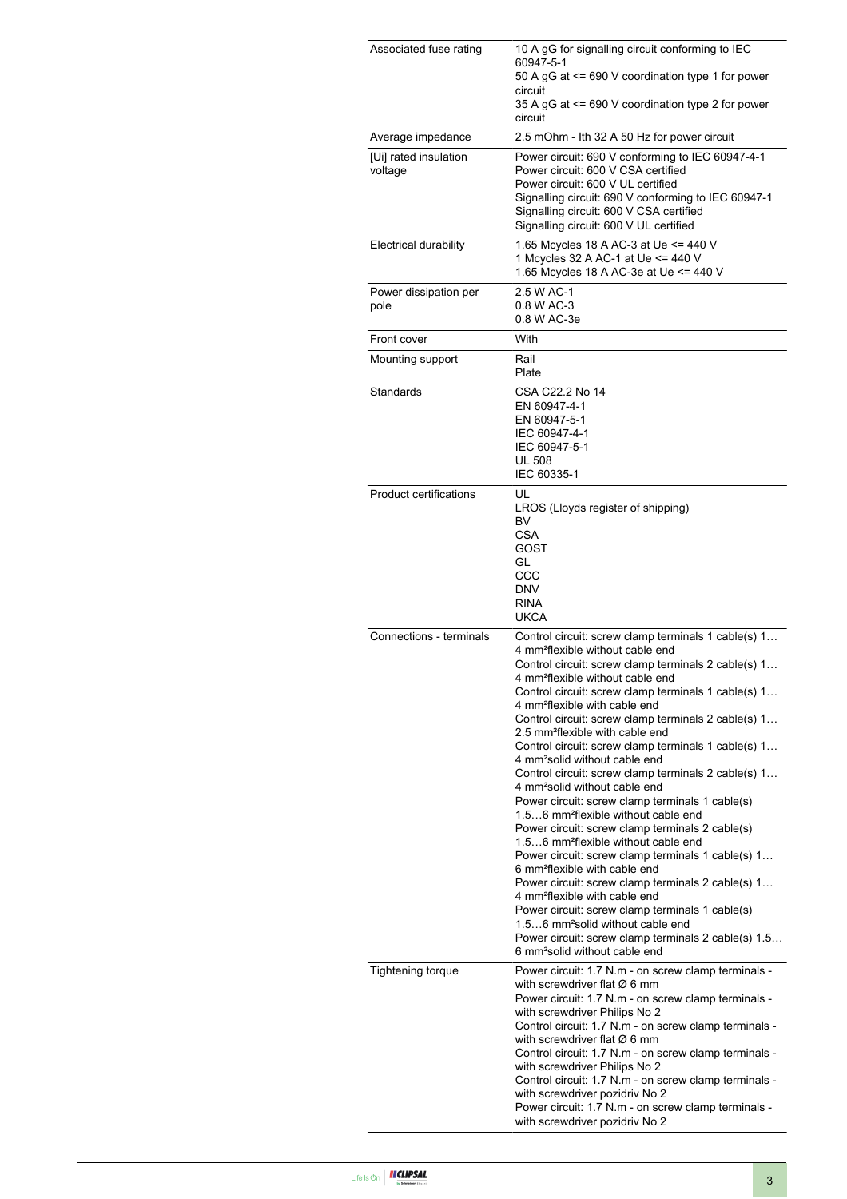| | |
|---|---|
| Associated fuse rating | 10 A gG for signalling circuit conforming to IEC 60947-5-1<br>50 A gG at <= 690 V coordination type 1 for power circuit<br>35 A gG at <= 690 V coordination type 2 for power circuit |
| Average impedance | 2.5 mOhm - Ith 32 A 50 Hz for power circuit |
| [Ui] rated insulation voltage | Power circuit: 690 V conforming to IEC 60947-4-1<br>Power circuit: 600 V CSA certified<br>Power circuit: 600 V UL certified<br>Signalling circuit: 690 V conforming to IEC 60947-1<br>Signalling circuit: 600 V CSA certified<br>Signalling circuit: 600 V UL certified |
| Electrical durability | 1.65 Mcycles 18 A AC-3 at Ue <= 440 V<br>1 Mcycles 32 A AC-1 at Ue <= 440 V<br>1.65 Mcycles 18 A AC-3e at Ue <= 440 V |
| Power dissipation per pole | 2.5 W AC-1<br>0.8 W AC-3<br>0.8 W AC-3e |
| Front cover | With |
| Mounting support | Rail<br>Plate |
| Standards | CSA C22.2 No 14<br>EN 60947-4-1<br>EN 60947-5-1<br>IEC 60947-4-1<br>IEC 60947-5-1<br>UL 508<br>IEC 60335-1 |
| Product certifications | UL<br>LROS (Lloyds register of shipping)<br>BV<br>CSA<br>GOST<br>GL<br>CCC<br>DNV<br>RINA<br>UKCA |
| Connections - terminals | Control circuit: screw clamp terminals 1 cable(s) 1…4 mm²flexible without cable end<br>Control circuit: screw clamp terminals 2 cable(s) 1…4 mm²flexible without cable end<br>Control circuit: screw clamp terminals 1 cable(s) 1…4 mm²flexible with cable end<br>Control circuit: screw clamp terminals 2 cable(s) 1…2.5 mm²flexible with cable end<br>Control circuit: screw clamp terminals 1 cable(s) 1…4 mm²solid without cable end<br>Control circuit: screw clamp terminals 2 cable(s) 1…4 mm²solid without cable end<br>Power circuit: screw clamp terminals 1 cable(s) 1.5…6 mm²flexible without cable end<br>Power circuit: screw clamp terminals 2 cable(s) 1.5…6 mm²flexible without cable end<br>Power circuit: screw clamp terminals 1 cable(s) 1…6 mm²flexible with cable end<br>Power circuit: screw clamp terminals 2 cable(s) 1…4 mm²flexible with cable end<br>Power circuit: screw clamp terminals 1 cable(s) 1.5…6 mm²solid without cable end<br>Power circuit: screw clamp terminals 2 cable(s) 1.5…6 mm²solid without cable end |
| Tightening torque | Power circuit: 1.7 N.m - on screw clamp terminals - with screwdriver flat Ø 6 mm<br>Power circuit: 1.7 N.m - on screw clamp terminals - with screwdriver Philips No 2<br>Control circuit: 1.7 N.m - on screw clamp terminals - with screwdriver flat Ø 6 mm<br>Control circuit: 1.7 N.m - on screw clamp terminals - with screwdriver Philips No 2<br>Control circuit: 1.7 N.m - on screw clamp terminals - with screwdriver pozidriv No 2<br>Power circuit: 1.7 N.m - on screw clamp terminals - with screwdriver pozidriv No 2 |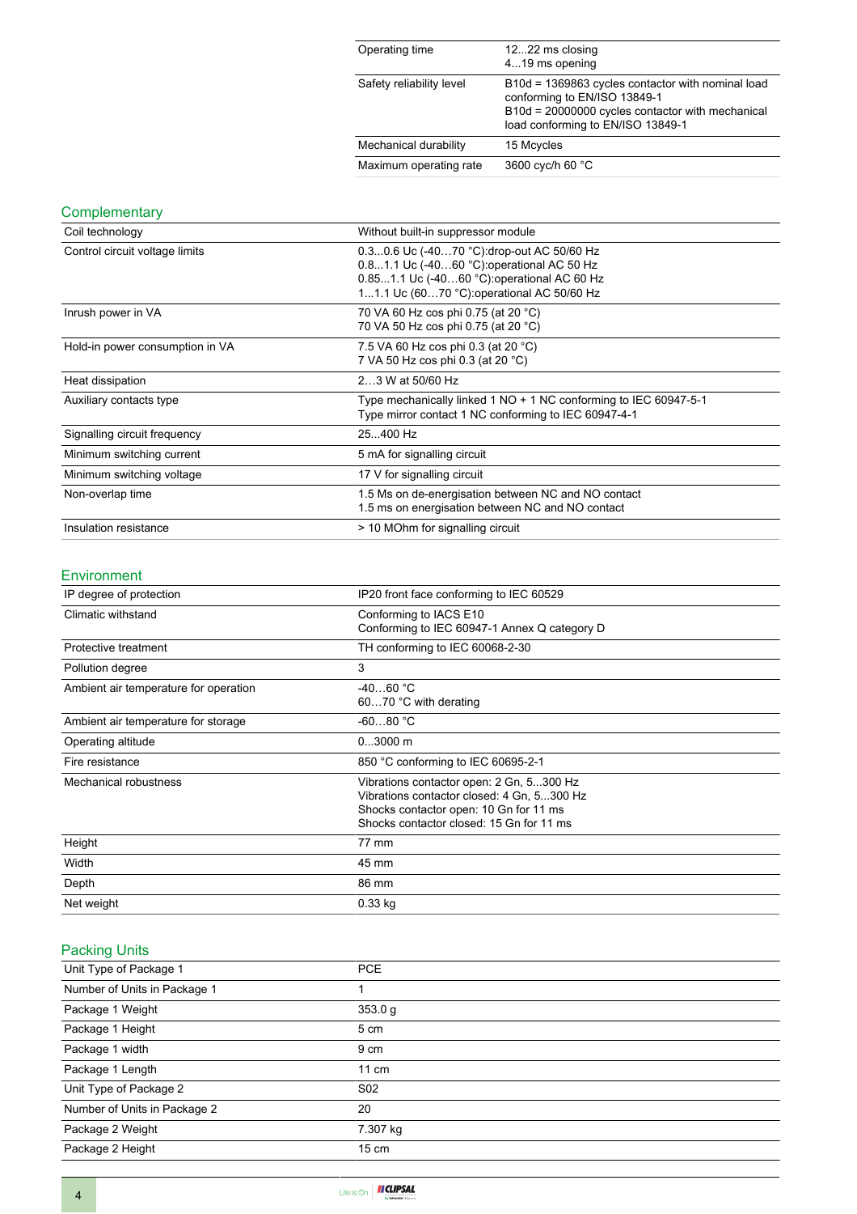| | |
|---|---|
| Operating time | 12...22 ms closing<br>4...19 ms opening |
| Safety reliability level | B10d = 1369863 cycles contactor with nominal load conforming to EN/ISO 13849-1<br>B10d = 20000000 cycles contactor with mechanical load conforming to EN/ISO 13849-1 |
| Mechanical durability | 15 Mcycles |
| Maximum operating rate | 3600 cyc/h 60 °C |

## Complementary

| | |
|---|---|
| Coil technology | Without built-in suppressor module |
| Control circuit voltage limits | 0.3...0.6 Uc (-40…70 °C):drop-out AC 50/60 Hz<br>0.8...1.1 Uc (-40…60 °C):operational AC 50 Hz<br>0.85...1.1 Uc (-40…60 °C):operational AC 60 Hz<br>1...1.1 Uc (60…70 °C):operational AC 50/60 Hz |
| Inrush power in VA | 70 VA 60 Hz cos phi 0.75 (at 20 °C)<br>70 VA 50 Hz cos phi 0.75 (at 20 °C) |
| Hold-in power consumption in VA | 7.5 VA 60 Hz cos phi 0.3 (at 20 °C)<br>7 VA 50 Hz cos phi 0.3 (at 20 °C) |
| Heat dissipation | 2…3 W at 50/60 Hz |
| Auxiliary contacts type | Type mechanically linked 1 NO + 1 NC conforming to IEC 60947-5-1<br>Type mirror contact 1 NC conforming to IEC 60947-4-1 |
| Signalling circuit frequency | 25...400 Hz |
| Minimum switching current | 5 mA for signalling circuit |
| Minimum switching voltage | 17 V for signalling circuit |
| Non-overlap time | 1.5 Ms on de-energisation between NC and NO contact<br>1.5 ms on energisation between NC and NO contact |
| Insulation resistance | > 10 MOhm for signalling circuit |

## Environment

| | |
|---|---|
| IP degree of protection | IP20 front face conforming to IEC 60529 |
| Climatic withstand | Conforming to IACS E10<br>Conforming to IEC 60947-1 Annex Q category D |
| Protective treatment | TH conforming to IEC 60068-2-30 |
| Pollution degree | 3 |
| Ambient air temperature for operation | -40…60 °C<br>60…70 °C with derating |
| Ambient air temperature for storage | -60...80 °C |
| Operating altitude | 0...3000 m |
| Fire resistance | 850 °C conforming to IEC 60695-2-1 |
| Mechanical robustness | Vibrations contactor open: 2 Gn, 5...300 Hz<br>Vibrations contactor closed: 4 Gn, 5...300 Hz<br>Shocks contactor open: 10 Gn for 11 ms<br>Shocks contactor closed: 15 Gn for 11 ms |
| Height | 77 mm |
| Width | 45 mm |
| Depth | 86 mm |
| Net weight | 0.33 kg |

## Packing Units

| | |
|---|---|
| Unit Type of Package 1 | PCE |
| Number of Units in Package 1 | 1 |
| Package 1 Weight | 353.0 g |
| Package 1 Height | 5 cm |
| Package 1 width | 9 cm |
| Package 1 Length | 11 cm |
| Unit Type of Package 2 | S02 |
| Number of Units in Package 2 | 20 |
| Package 2 Weight | 7.307 kg |
| Package 2 Height | 15 cm |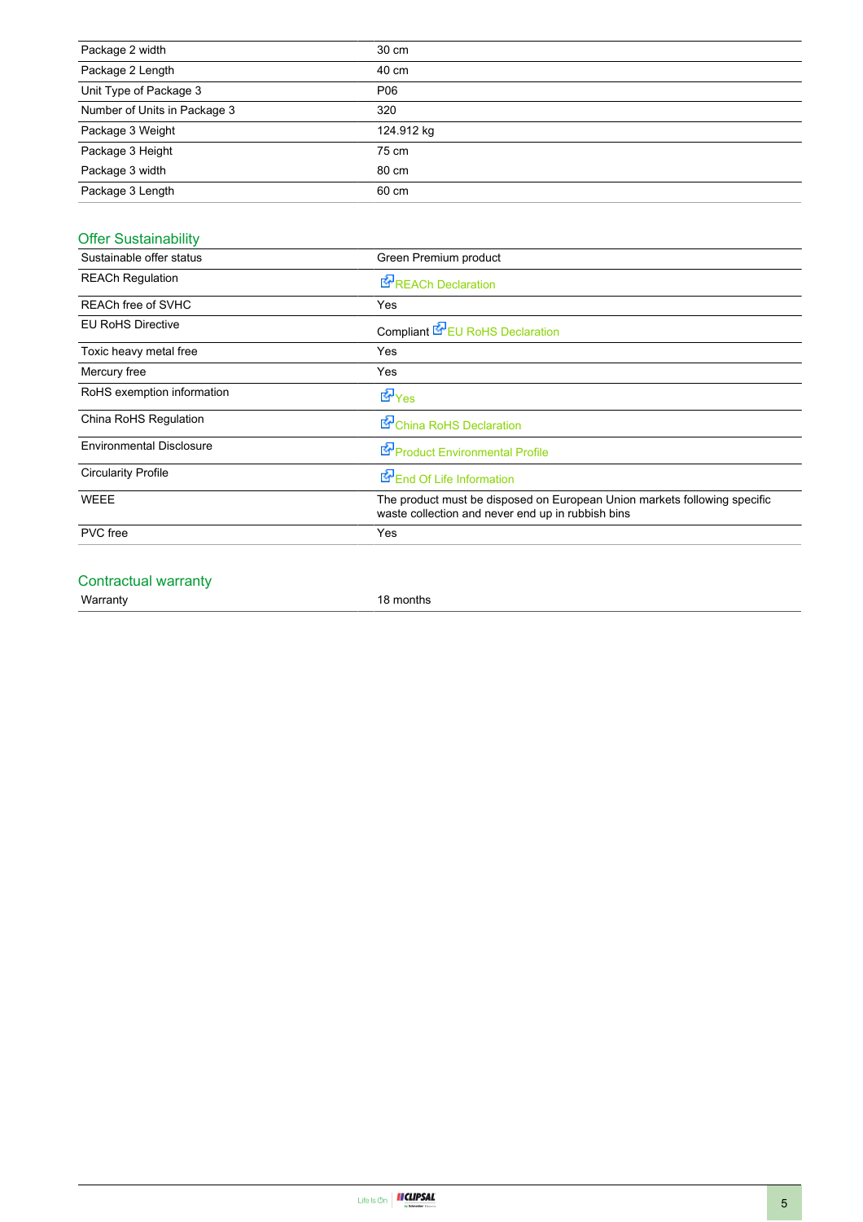| | |
|---|---|
| Package 2 width | 30 cm |
| Package 2 Length | 40 cm |
| Unit Type of Package 3 | P06 |
| Number of Units in Package 3 | 320 |
| Package 3 Weight | 124.912 kg |
| Package 3 Height | 75 cm |
| Package 3 width | 80 cm |
| Package 3 Length | 60 cm |

## Offer Sustainability

| | |
|---|---|
| Sustainable offer status | Green Premium product |
| REACh Regulation | REACh Declaration |
| REACh free of SVHC | Yes |
| EU RoHS Directive | Compliant EU RoHS Declaration |
| Toxic heavy metal free | Yes |
| Mercury free | Yes |
| RoHS exemption information | Yes |
| China RoHS Regulation | China RoHS Declaration |
| Environmental Disclosure | Product Environmental Profile |
| Circularity Profile | End Of Life Information |
| WEEE | The product must be disposed on European Union markets following specific waste collection and never end up in rubbish bins |
| PVC free | Yes |

## Contractual warranty

| | |
|---|---|
| Warranty | 18 months |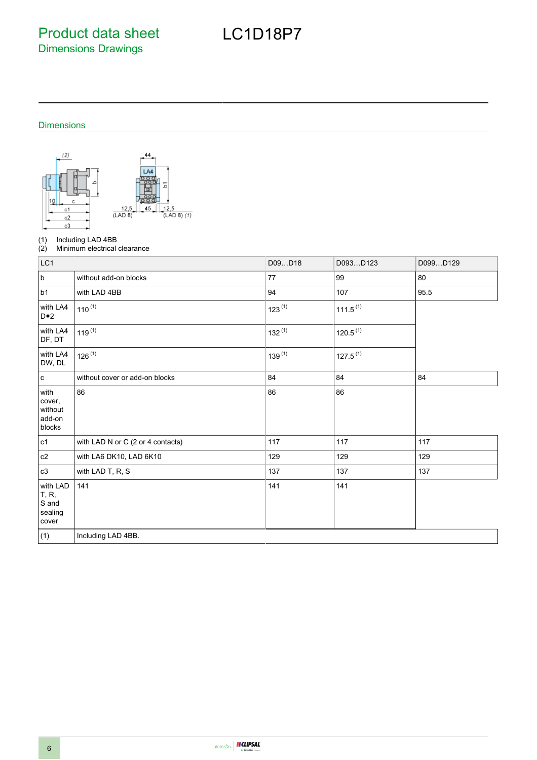# Product data sheet
## Dimensions Drawings

LC1D18P7

### Dimensions

(1) Including LAD 4BB
(2) Minimum electrical clearance

| LC1 | | D09…D18 | D093…D123 | D099…D129 |
|---|---|---|---|---|
| b | without add-on blocks | 77 | 99 | 80 |
| b1 | with LAD 4BB | 94 | 107 | 95.5 |
| with LA4 D•2 | 110 (1) | 123 (1) | 111.5 (1) | |
| with LA4 DF, DT | 119 (1) | 132 (1) | 120.5 (1) | |
| with LA4 DW, DL | 126 (1) | 139 (1) | 127.5 (1) | |
| c | without cover or add-on blocks | 84 | 84 | 84 |
| with cover, without add-on blocks | 86 | 86 | 86 | |
| c1 | with LAD N or C (2 or 4 contacts) | 117 | 117 | 117 |
| c2 | with LA6 DK10, LAD 6K10 | 129 | 129 | 129 |
| c3 | with LAD T, R, S | 137 | 137 | 137 |
| with LAD T, R, S and sealing cover | 141 | 141 | 141 | |
| (1) | Including LAD 4BB. | | | |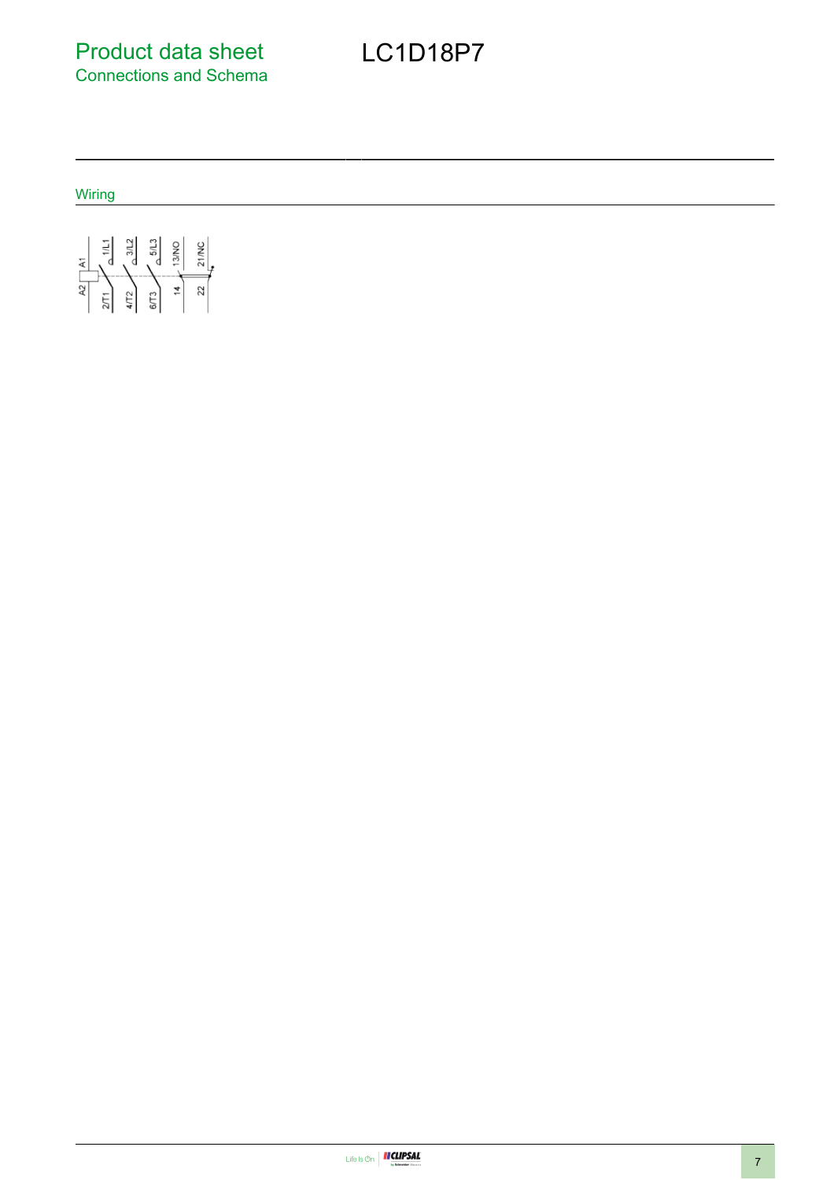# Product data sheet

## Connections and Schema

# LC1D18P7

### Wiring

A1 1/L1 3/L2 5/L3 13/NO 21/NC

A2 2/T1 4/T2 6/T3 14 22